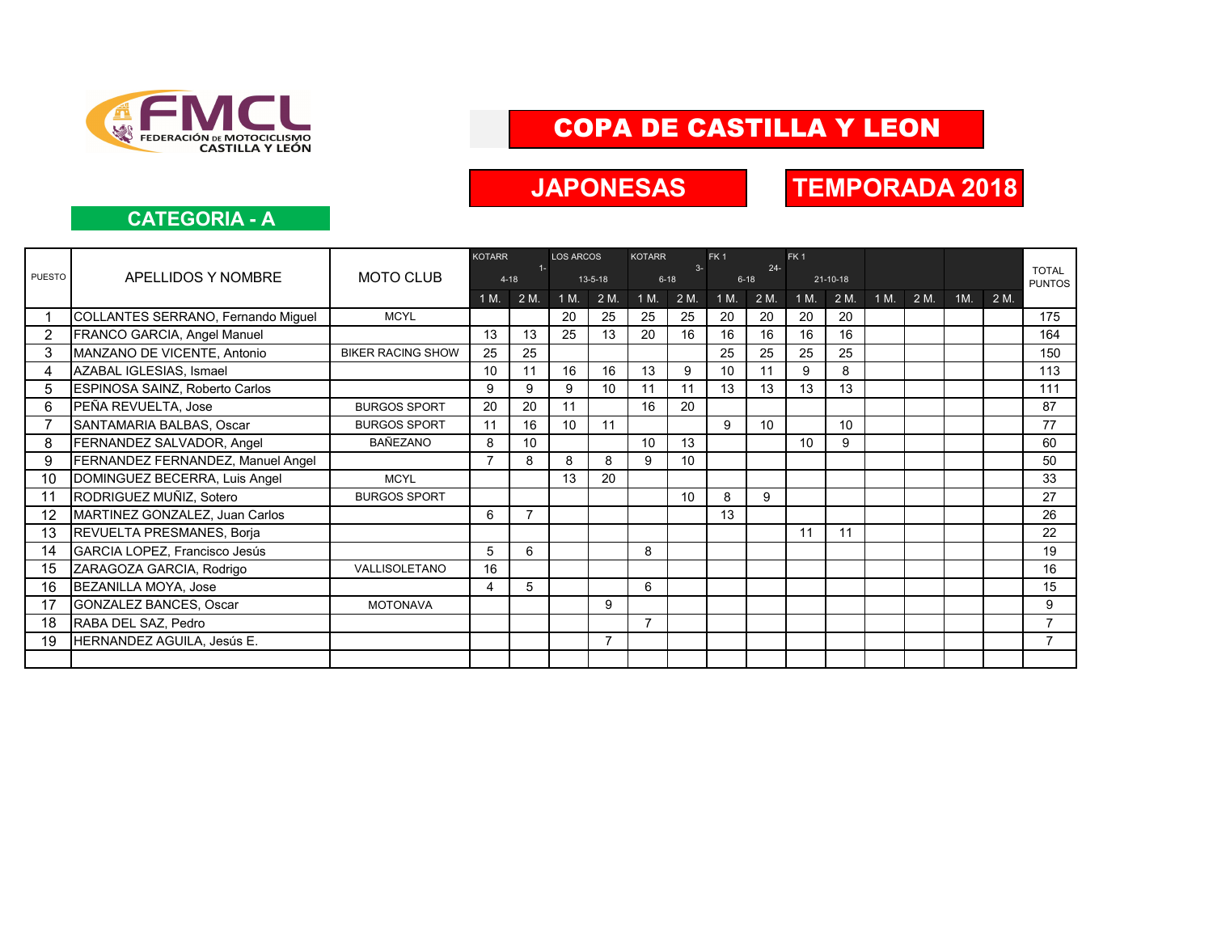FMCL FEDERACIÓN DE MOTOCICLISMO CASTILLA Y LEÓN

# COPA DE CASTILLA Y LEON

## JAPONESAS

## TEMPORADA 2018

### CATEGORIA - A

| PUESTO | APELLIDOS Y NOMBRE | MOTO CLUB | KOTARR 1-4-18 | | LOS ARCOS 13-5-18 | | KOTARR 3-6-18 | | FK 1 24-6-18 | | FK 1 21-10-18 | | | | | | TOTAL PUNTOS |
|---|---|---|---|---|---|---|---|---|---|---|---|---|---|---|---|---|---|
| | | | 1 M. | 2 M. | 1 M. | 2 M. | 1 M. | 2 M. | 1 M. | 2 M. | 1 M. | 2 M. | 1 M. | 2 M. | 1M. | 2 M. | |
| 1 | COLLANTES SERRANO, Fernando Miguel | MCYL | | | 20 | 25 | 25 | 25 | 20 | 20 | 20 | 20 | | | | | 175 |
| 2 | FRANCO GARCIA, Angel Manuel | | 13 | 13 | 25 | 13 | 20 | 16 | 16 | 16 | 16 | 16 | | | | | 164 |
| 3 | MANZANO DE VICENTE, Antonio | BIKER RACING SHOW | 25 | 25 | | | | | 25 | 25 | 25 | 25 | | | | | 150 |
| 4 | AZABAL IGLESIAS, Ismael | | 10 | 11 | 16 | 16 | 13 | 9 | 10 | 11 | 9 | 8 | | | | | 113 |
| 5 | ESPINOSA SAINZ, Roberto Carlos | | 9 | 9 | 9 | 10 | 11 | 11 | 13 | 13 | 13 | 13 | | | | | 111 |
| 6 | PEÑA REVUELTA, Jose | BURGOS SPORT | 20 | 20 | 11 | | 16 | 20 | | | | | | | | | 87 |
| 7 | SANTAMARIA BALBAS, Oscar | BURGOS SPORT | 11 | 16 | 10 | 11 | | | 9 | 10 | | 10 | | | | | 77 |
| 8 | FERNANDEZ SALVADOR, Angel | BAÑEZANO | 8 | 10 | | | 10 | 13 | | | 10 | 9 | | | | | 60 |
| 9 | FERNANDEZ FERNANDEZ, Manuel Angel | | 7 | 8 | 8 | 8 | 9 | 10 | | | | | | | | | 50 |
| 10 | DOMINGUEZ BECERRA, Luis Angel | MCYL | | | 13 | 20 | | | | | | | | | | | 33 |
| 11 | RODRIGUEZ MUÑIZ, Sotero | BURGOS SPORT | | | | | | 10 | 8 | 9 | | | | | | | 27 |
| 12 | MARTINEZ GONZALEZ, Juan Carlos | | 6 | 7 | | | | | 13 | | | | | | | | 26 |
| 13 | REVUELTA PRESMANES, Borja | | | | | | | | | | 11 | 11 | | | | | 22 |
| 14 | GARCIA LOPEZ, Francisco Jesús | | 5 | 6 | | | 8 | | | | | | | | | | 19 |
| 15 | ZARAGOZA GARCIA, Rodrigo | VALLISOLETANO | 16 | | | | | | | | | | | | | | 16 |
| 16 | BEZANILLA MOYA, Jose | | 4 | 5 | | | 6 | | | | | | | | | | 15 |
| 17 | GONZALEZ BANCES, Oscar | MOTONAVA | | | | 9 | | | | | | | | | | | 9 |
| 18 | RABA DEL SAZ, Pedro | | | | | | 7 | | | | | | | | | | 7 |
| 19 | HERNANDEZ AGUILA, Jesús E. | | | | | 7 | | | | | | | | | | | 7 |
| | | | | | | | | | | | | | | | | | |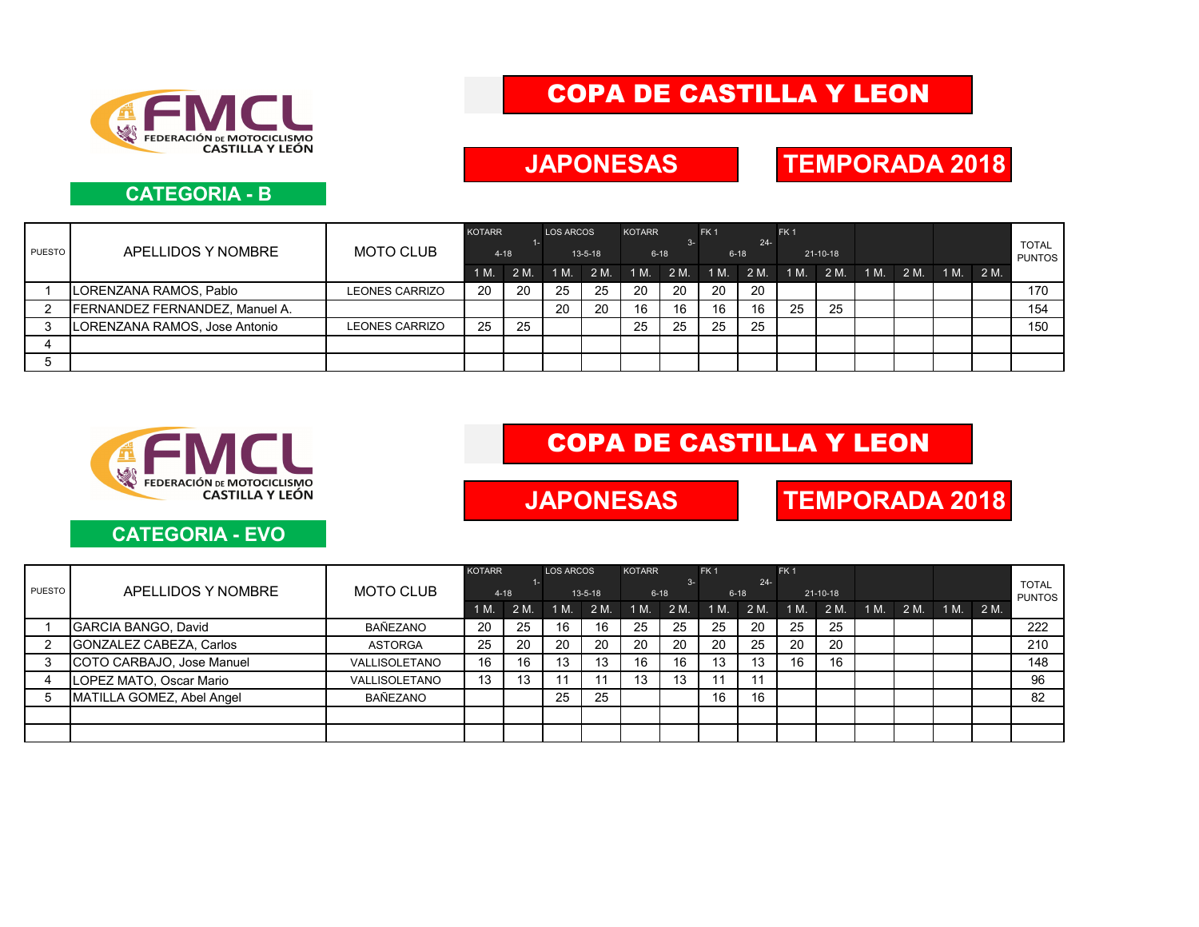FMCL
FEDERACIÓN DE MOTOCICLISMO
CASTILLA Y LEÓN

# COPA DE CASTILLA Y LEON

## JAPONESAS

## TEMPORADA 2018

### CATEGORIA - B

| PUESTO | APELLIDOS Y NOMBRE | MOTO CLUB | KOTARR 1-4-18 | | LOS ARCOS 13-5-18 | | KOTARR 3-6-18 | | FK 1 24-6-18 | | FK 1 21-10-18 | | | | | | TOTAL PUNTOS |
|---|---|---|---|---|---|---|---|---|---|---|---|---|---|---|---|---|---|
| | | | 1 M. | 2 M. | 1 M. | 2 M. | 1 M. | 2 M. | 1 M. | 2 M. | 1 M. | 2 M. | 1 M. | 2 M. | 1 M. | 2 M. | |
| 1 | LORENZANA RAMOS, Pablo | LEONES CARRIZO | 20 | 20 | 25 | 25 | 20 | 20 | 20 | 20 | | | | | | | 170 |
| 2 | FERNANDEZ FERNANDEZ, Manuel A. | | | | 20 | 20 | 16 | 16 | 16 | 16 | 25 | 25 | | | | | 154 |
| 3 | LORENZANA RAMOS, Jose Antonio | LEONES CARRIZO | 25 | 25 | | | 25 | 25 | 25 | 25 | | | | | | | 150 |
| 4 | | | | | | | | | | | | | | | | | |
| 5 | | | | | | | | | | | | | | | | | |

FMCL
FEDERACIÓN DE MOTOCICLISMO
CASTILLA Y LEÓN

# COPA DE CASTILLA Y LEON

## JAPONESAS

## TEMPORADA 2018

### CATEGORIA - EVO

| PUESTO | APELLIDOS Y NOMBRE | MOTO CLUB | KOTARR 1-4-18 | | LOS ARCOS 13-5-18 | | KOTARR 3-6-18 | | FK 1 24-6-18 | | FK 1 21-10-18 | | | | | | TOTAL PUNTOS |
|---|---|---|---|---|---|---|---|---|---|---|---|---|---|---|---|---|---|
| | | | 1 M. | 2 M. | 1 M. | 2 M. | 1 M. | 2 M. | 1 M. | 2 M. | 1 M. | 2 M. | 1 M. | 2 M. | 1 M. | 2 M. | |
| 1 | GARCIA BANGO, David | BAÑEZANO | 20 | 25 | 16 | 16 | 25 | 25 | 25 | 20 | 25 | 25 | | | | | 222 |
| 2 | GONZALEZ CABEZA, Carlos | ASTORGA | 25 | 20 | 20 | 20 | 20 | 20 | 20 | 25 | 20 | 20 | | | | | 210 |
| 3 | COTO CARBAJO, Jose Manuel | VALLISOLETANO | 16 | 16 | 13 | 13 | 16 | 16 | 13 | 13 | 16 | 16 | | | | | 148 |
| 4 | LOPEZ MATO, Oscar Mario | VALLISOLETANO | 13 | 13 | 11 | 11 | 13 | 13 | 11 | 11 | | | | | | | 96 |
| 5 | MATILLA GOMEZ, Abel Angel | BAÑEZANO | | | 25 | 25 | | | 16 | 16 | | | | | | | 82 |
| | | | | | | | | | | | | | | | | | |
| | | | | | | | | | | | | | | | | | |